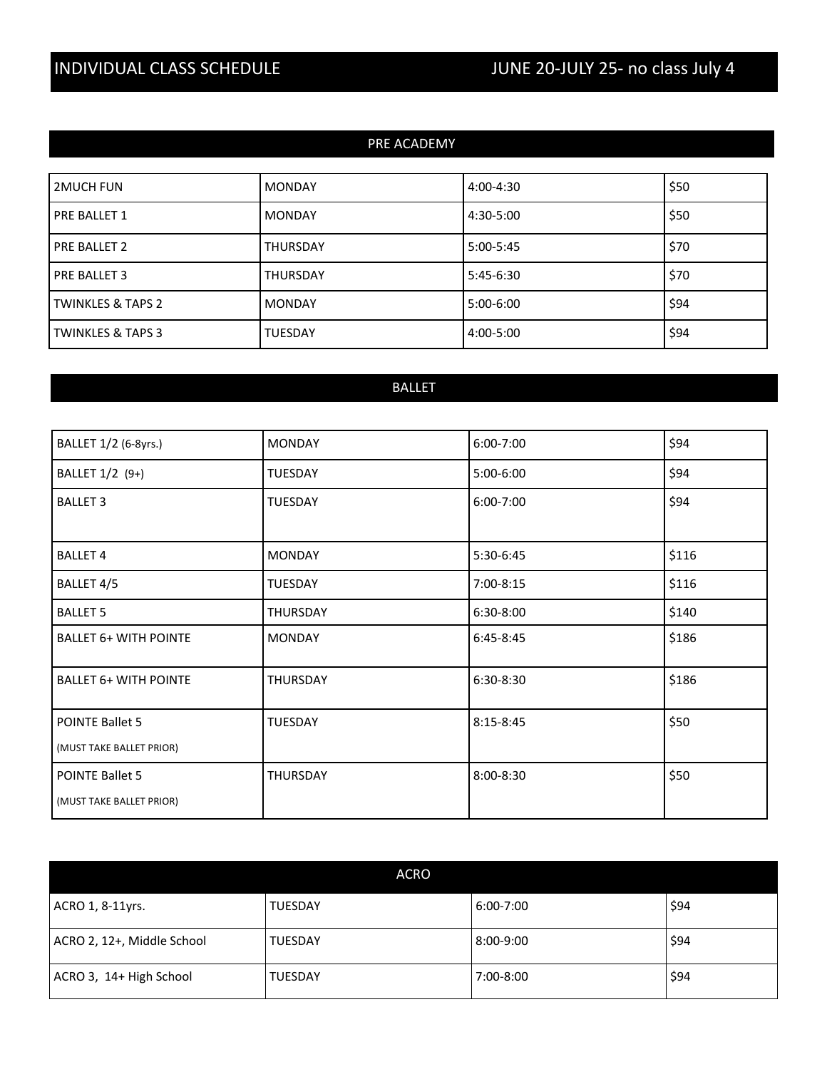# INDIVIDUAL CLASS SCHEDULE — JUNE 20-JULY 25- no class July 4

## PRE ACADEMY

| | | | |
|---|---|---|---|
| 2MUCH FUN | MONDAY | 4:00-4:30 | $50 |
| PRE BALLET 1 | MONDAY | 4:30-5:00 | $50 |
| PRE BALLET 2 | THURSDAY | 5:00-5:45 | $70 |
| PRE BALLET 3 | THURSDAY | 5:45-6:30 | $70 |
| TWINKLES & TAPS 2 | MONDAY | 5:00-6:00 | $94 |
| TWINKLES & TAPS 3 | TUESDAY | 4:00-5:00 | $94 |

## BALLET

| | | | |
|---|---|---|---|
| BALLET 1/2 (6-8yrs.) | MONDAY | 6:00-7:00 | $94 |
| BALLET 1/2 (9+) | TUESDAY | 5:00-6:00 | $94 |
| BALLET 3 | TUESDAY | 6:00-7:00 | $94 |
| BALLET 4 | MONDAY | 5:30-6:45 | $116 |
| BALLET 4/5 | TUESDAY | 7:00-8:15 | $116 |
| BALLET 5 | THURSDAY | 6:30-8:00 | $140 |
| BALLET 6+ WITH POINTE | MONDAY | 6:45-8:45 | $186 |
| BALLET 6+ WITH POINTE | THURSDAY | 6:30-8:30 | $186 |
| POINTE Ballet 5 (MUST TAKE BALLET PRIOR) | TUESDAY | 8:15-8:45 | $50 |
| POINTE Ballet 5 (MUST TAKE BALLET PRIOR) | THURSDAY | 8:00-8:30 | $50 |

## ACRO

| | | | |
|---|---|---|---|
| ACRO 1, 8-11yrs. | TUESDAY | 6:00-7:00 | $94 |
| ACRO 2, 12+, Middle School | TUESDAY | 8:00-9:00 | $94 |
| ACRO 3, 14+ High School | TUESDAY | 7:00-8:00 | $94 |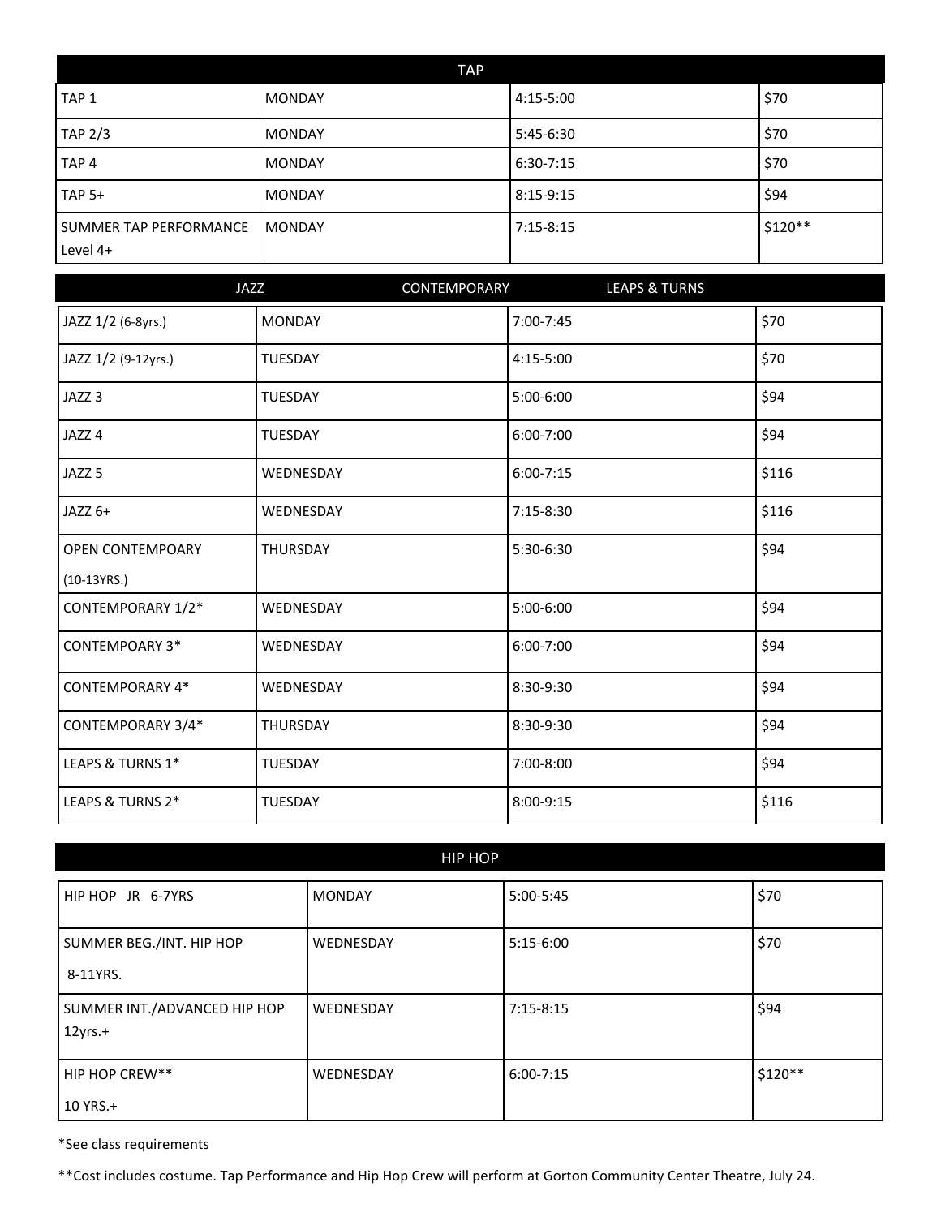| TAP | | | |
|---|---|---|---|
| TAP 1 | MONDAY | 4:15-5:00 | $70 |
| TAP 2/3 | MONDAY | 5:45-6:30 | $70 |
| TAP 4 | MONDAY | 6:30-7:15 | $70 |
| TAP 5+ | MONDAY | 8:15-9:15 | $94 |
| SUMMER TAP PERFORMANCE Level 4+ | MONDAY | 7:15-8:15 | $120** |

| JAZZ CONTEMPORARY LEAPS & TURNS | | | |
|---|---|---|---|
| JAZZ 1/2 (6-8yrs.) | MONDAY | 7:00-7:45 | $70 |
| JAZZ 1/2 (9-12yrs.) | TUESDAY | 4:15-5:00 | $70 |
| JAZZ 3 | TUESDAY | 5:00-6:00 | $94 |
| JAZZ 4 | TUESDAY | 6:00-7:00 | $94 |
| JAZZ 5 | WEDNESDAY | 6:00-7:15 | $116 |
| JAZZ 6+ | WEDNESDAY | 7:15-8:30 | $116 |
| OPEN CONTEMPOARY (10-13YRS.) | THURSDAY | 5:30-6:30 | $94 |
| CONTEMPORARY 1/2* | WEDNESDAY | 5:00-6:00 | $94 |
| CONTEMPOARY 3* | WEDNESDAY | 6:00-7:00 | $94 |
| CONTEMPORARY 4* | WEDNESDAY | 8:30-9:30 | $94 |
| CONTEMPORARY 3/4* | THURSDAY | 8:30-9:30 | $94 |
| LEAPS & TURNS 1* | TUESDAY | 7:00-8:00 | $94 |
| LEAPS & TURNS 2* | TUESDAY | 8:00-9:15 | $116 |

| HIP HOP | | | |
|---|---|---|---|
| HIP HOP JR 6-7YRS | MONDAY | 5:00-5:45 | $70 |
| SUMMER BEG./INT. HIP HOP 8-11YRS. | WEDNESDAY | 5:15-6:00 | $70 |
| SUMMER INT./ADVANCED HIP HOP 12yrs.+ | WEDNESDAY | 7:15-8:15 | $94 |
| HIP HOP CREW** 10 YRS.+ | WEDNESDAY | 6:00-7:15 | $120** |

*See class requirements

**Cost includes costume. Tap Performance and Hip Hop Crew will perform at Gorton Community Center Theatre, July 24.